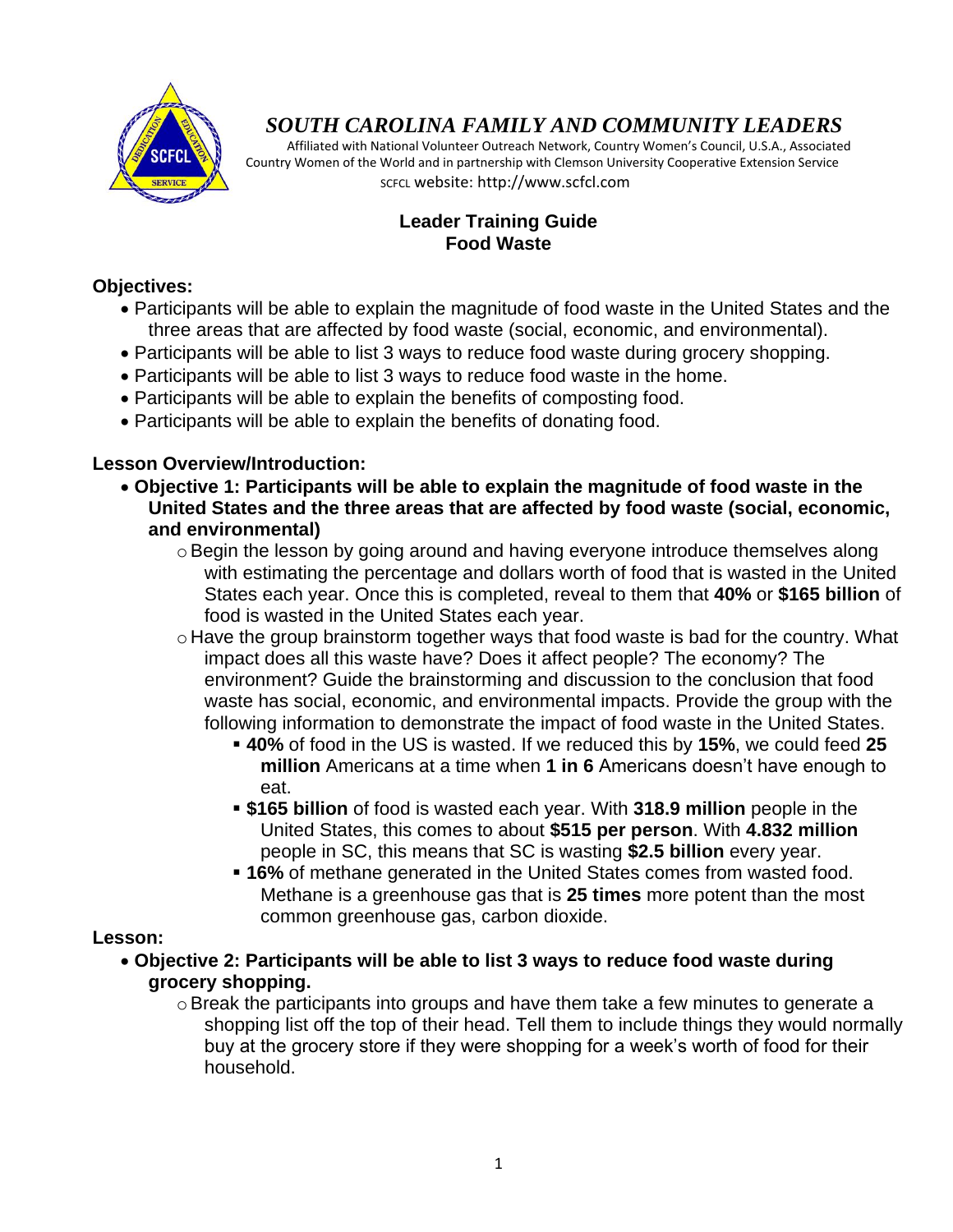# *SOUTH CAROLINA FAMILY AND COMMUNITY LEADERS*

Affiliated with National Volunteer Outreach Network, Country Women's Council, U.S.A., Associated Country Women of the World and in partnership with Clemson University Cooperative Extension Service

SCFCL website: http://www.scfcl.com

## Leader Training Guide
## Food Waste

**Objectives:**

- Participants will be able to explain the magnitude of food waste in the United States and the three areas that are affected by food waste (social, economic, and environmental).
- Participants will be able to list 3 ways to reduce food waste during grocery shopping.
- Participants will be able to list 3 ways to reduce food waste in the home.
- Participants will be able to explain the benefits of composting food.
- Participants will be able to explain the benefits of donating food.

**Lesson Overview/Introduction:**

- **Objective 1: Participants will be able to explain the magnitude of food waste in the United States and the three areas that are affected by food waste (social, economic, and environmental)**
  - Begin the lesson by going around and having everyone introduce themselves along with estimating the percentage and dollars worth of food that is wasted in the United States each year. Once this is completed, reveal to them that **40%** or **$165 billion** of food is wasted in the United States each year.
  - Have the group brainstorm together ways that food waste is bad for the country. What impact does all this waste have? Does it affect people? The economy? The environment? Guide the brainstorming and discussion to the conclusion that food waste has social, economic, and environmental impacts. Provide the group with the following information to demonstrate the impact of food waste in the United States.
    - **40%** of food in the US is wasted. If we reduced this by **15%**, we could feed **25 million** Americans at a time when **1 in 6** Americans doesn't have enough to eat.
    - **$165 billion** of food is wasted each year. With **318.9 million** people in the United States, this comes to about **$515 per person**. With **4.832 million** people in SC, this means that SC is wasting **$2.5 billion** every year.
    - **16%** of methane generated in the United States comes from wasted food. Methane is a greenhouse gas that is **25 times** more potent than the most common greenhouse gas, carbon dioxide.

**Lesson:**

- **Objective 2: Participants will be able to list 3 ways to reduce food waste during grocery shopping.**
  - Break the participants into groups and have them take a few minutes to generate a shopping list off the top of their head. Tell them to include things they would normally buy at the grocery store if they were shopping for a week's worth of food for their household.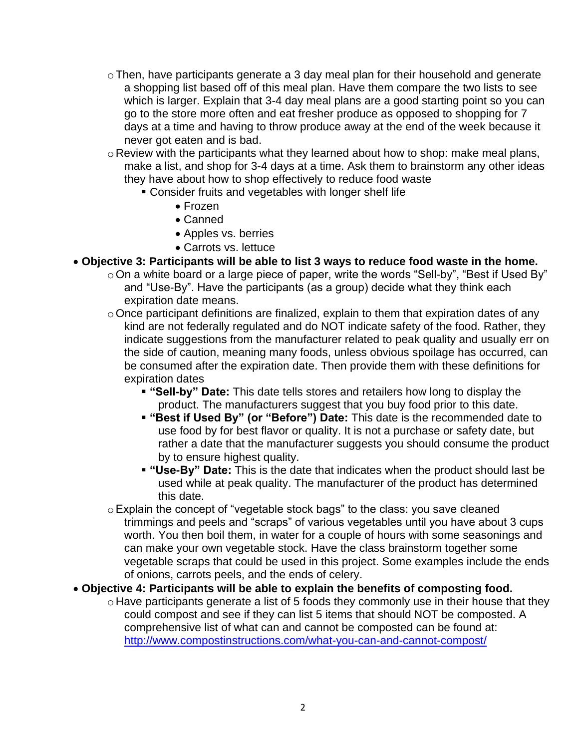- Then, have participants generate a 3 day meal plan for their household and generate a shopping list based off of this meal plan. Have them compare the two lists to see which is larger. Explain that 3-4 day meal plans are a good starting point so you can go to the store more often and eat fresher produce as opposed to shopping for 7 days at a time and having to throw produce away at the end of the week because it never got eaten and is bad.
    - Review with the participants what they learned about how to shop: make meal plans, make a list, and shop for 3-4 days at a time. Ask them to brainstorm any other ideas they have about how to shop effectively to reduce food waste
        - Consider fruits and vegetables with longer shelf life
            - Frozen
            - Canned
            - Apples vs. berries
            - Carrots vs. lettuce
- **Objective 3: Participants will be able to list 3 ways to reduce food waste in the home.**
    - On a white board or a large piece of paper, write the words "Sell-by", "Best if Used By" and "Use-By". Have the participants (as a group) decide what they think each expiration date means.
    - Once participant definitions are finalized, explain to them that expiration dates of any kind are not federally regulated and do NOT indicate safety of the food. Rather, they indicate suggestions from the manufacturer related to peak quality and usually err on the side of caution, meaning many foods, unless obvious spoilage has occurred, can be consumed after the expiration date. Then provide them with these definitions for expiration dates
        - **"Sell-by" Date:** This date tells stores and retailers how long to display the product. The manufacturers suggest that you buy food prior to this date.
        - **"Best if Used By" (or "Before") Date:** This date is the recommended date to use food by for best flavor or quality. It is not a purchase or safety date, but rather a date that the manufacturer suggests you should consume the product by to ensure highest quality.
        - **"Use-By" Date:** This is the date that indicates when the product should last be used while at peak quality. The manufacturer of the product has determined this date.
    - Explain the concept of "vegetable stock bags" to the class: you save cleaned trimmings and peels and "scraps" of various vegetables until you have about 3 cups worth. You then boil them, in water for a couple of hours with some seasonings and can make your own vegetable stock. Have the class brainstorm together some vegetable scraps that could be used in this project. Some examples include the ends of onions, carrots peels, and the ends of celery.
- **Objective 4: Participants will be able to explain the benefits of composting food.**
    - Have participants generate a list of 5 foods they commonly use in their house that they could compost and see if they can list 5 items that should NOT be composted. A comprehensive list of what can and cannot be composted can be found at: [http://www.compostinstructions.com/what-you-can-and-cannot-compost/](http://www.compostinstructions.com/what-you-can-and-cannot-compost/)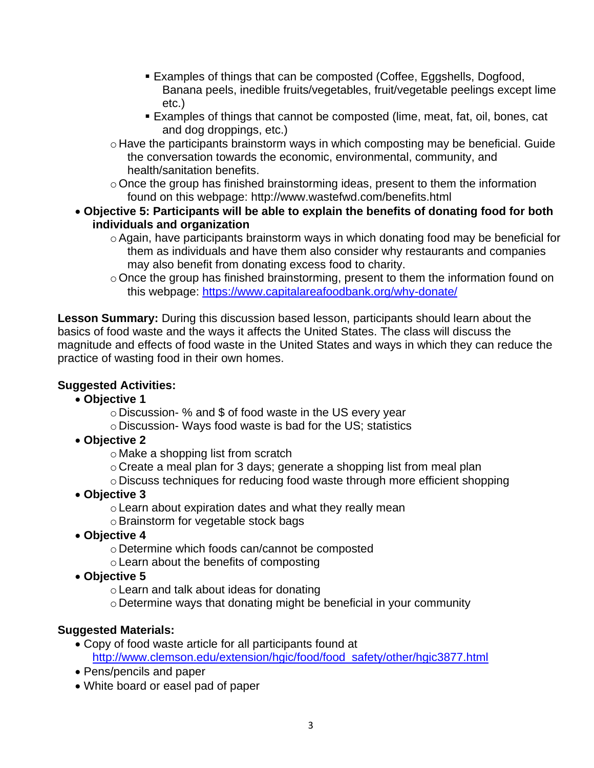- Examples of things that can be composted (Coffee, Eggshells, Dogfood, Banana peels, inedible fruits/vegetables, fruit/vegetable peelings except lime etc.)
    - Examples of things that cannot be composted (lime, meat, fat, oil, bones, cat and dog droppings, etc.)
  - Have the participants brainstorm ways in which composting may be beneficial. Guide the conversation towards the economic, environmental, community, and health/sanitation benefits.
  - Once the group has finished brainstorming ideas, present to them the information found on this webpage: http://www.wastefwd.com/benefits.html
- **Objective 5: Participants will be able to explain the benefits of donating food for both individuals and organization**
  - Again, have participants brainstorm ways in which donating food may be beneficial for them as individuals and have them also consider why restaurants and companies may also benefit from donating excess food to charity.
  - Once the group has finished brainstorming, present to them the information found on this webpage: https://www.capitalareafoodbank.org/why-donate/

**Lesson Summary:** During this discussion based lesson, participants should learn about the basics of food waste and the ways it affects the United States. The class will discuss the magnitude and effects of food waste in the United States and ways in which they can reduce the practice of wasting food in their own homes.

**Suggested Activities:**

- **Objective 1**
  - Discussion- % and $ of food waste in the US every year
  - Discussion- Ways food waste is bad for the US; statistics
- **Objective 2**
  - Make a shopping list from scratch
  - Create a meal plan for 3 days; generate a shopping list from meal plan
  - Discuss techniques for reducing food waste through more efficient shopping
- **Objective 3**
  - Learn about expiration dates and what they really mean
  - Brainstorm for vegetable stock bags
- **Objective 4**
  - Determine which foods can/cannot be composted
  - Learn about the benefits of composting
- **Objective 5**
  - Learn and talk about ideas for donating
  - Determine ways that donating might be beneficial in your community

**Suggested Materials:**

- Copy of food waste article for all participants found at http://www.clemson.edu/extension/hgic/food/food_safety/other/hgic3877.html
- Pens/pencils and paper
- White board or easel pad of paper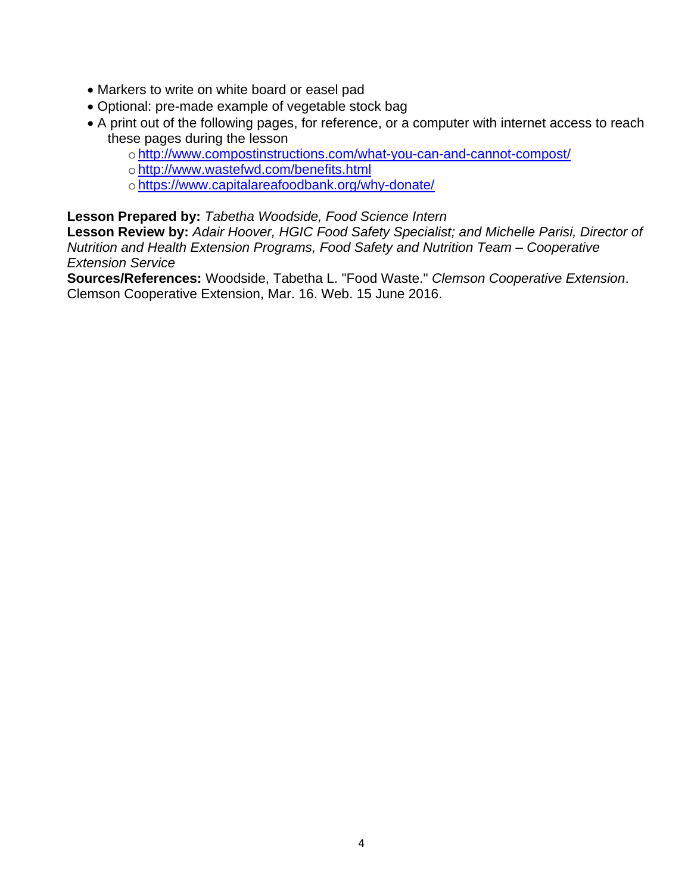- Markers to write on white board or easel pad
- Optional: pre-made example of vegetable stock bag
- A print out of the following pages, for reference, or a computer with internet access to reach these pages during the lesson
    - [http://www.compostinstructions.com/what-you-can-and-cannot-compost/](http://www.compostinstructions.com/what-you-can-and-cannot-compost/)
    - [http://www.wastefwd.com/benefits.html](http://www.wastefwd.com/benefits.html)
    - [https://www.capitalareafoodbank.org/why-donate/](https://www.capitalareafoodbank.org/why-donate/)

**Lesson Prepared by:** *Tabetha Woodside, Food Science Intern*
**Lesson Review by:** *Adair Hoover, HGIC Food Safety Specialist; and Michelle Parisi, Director of Nutrition and Health Extension Programs, Food Safety and Nutrition Team – Cooperative Extension Service*
**Sources/References:** Woodside, Tabetha L. "Food Waste." *Clemson Cooperative Extension*. Clemson Cooperative Extension, Mar. 16. Web. 15 June 2016.